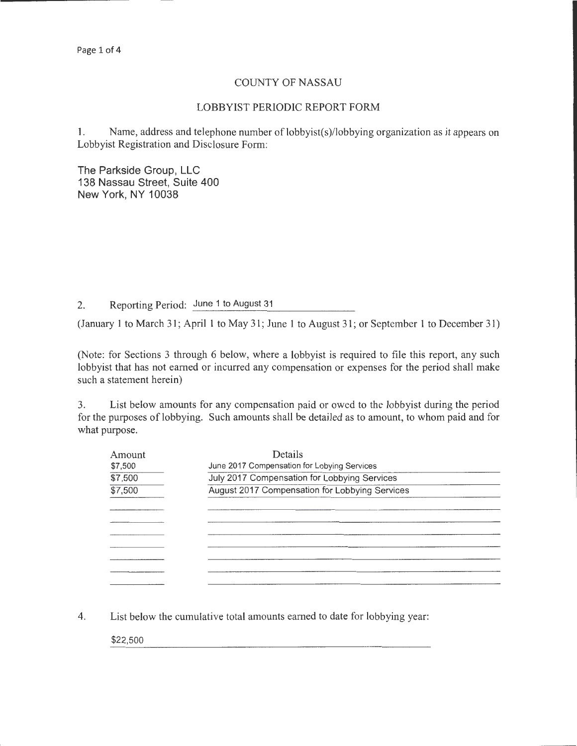# COUNTY OF NASSAU

## LOBBYIST PERIODIC REPORT FORM

1. Name, address and telephone number of lobbyist(s)/lobbying organization as it appears on Lobbyist Registration and Disclosure Form:

The Parkside Group, LLC
138 Nassau Street, Suite 400
New York, NY 10038

2. Reporting Period: June 1 to August 31

(January 1 to March 31; April 1 to May 31; June 1 to August 31; or September 1 to December 31)

(Note: for Sections 3 through 6 below, where a lobbyist is required to file this report, any such lobbyist that has not earned or incurred any compensation or expenses for the period shall make such a statement herein)

3. List below amounts for any compensation paid or owed to the lobbyist during the period for the purposes of lobbying. Such amounts shall be detailed as to amount, to whom paid and for what purpose.

| Amount | Details |
|---|---|
| $7,500 | June 2017 Compensation for Lobying Services |
| $7,500 | July 2017 Compensation for Lobbying Services |
| $7,500 | August 2017 Compensation for Lobbying Services |

4. List below the cumulative total amounts earned to date for lobbying year:

$22,500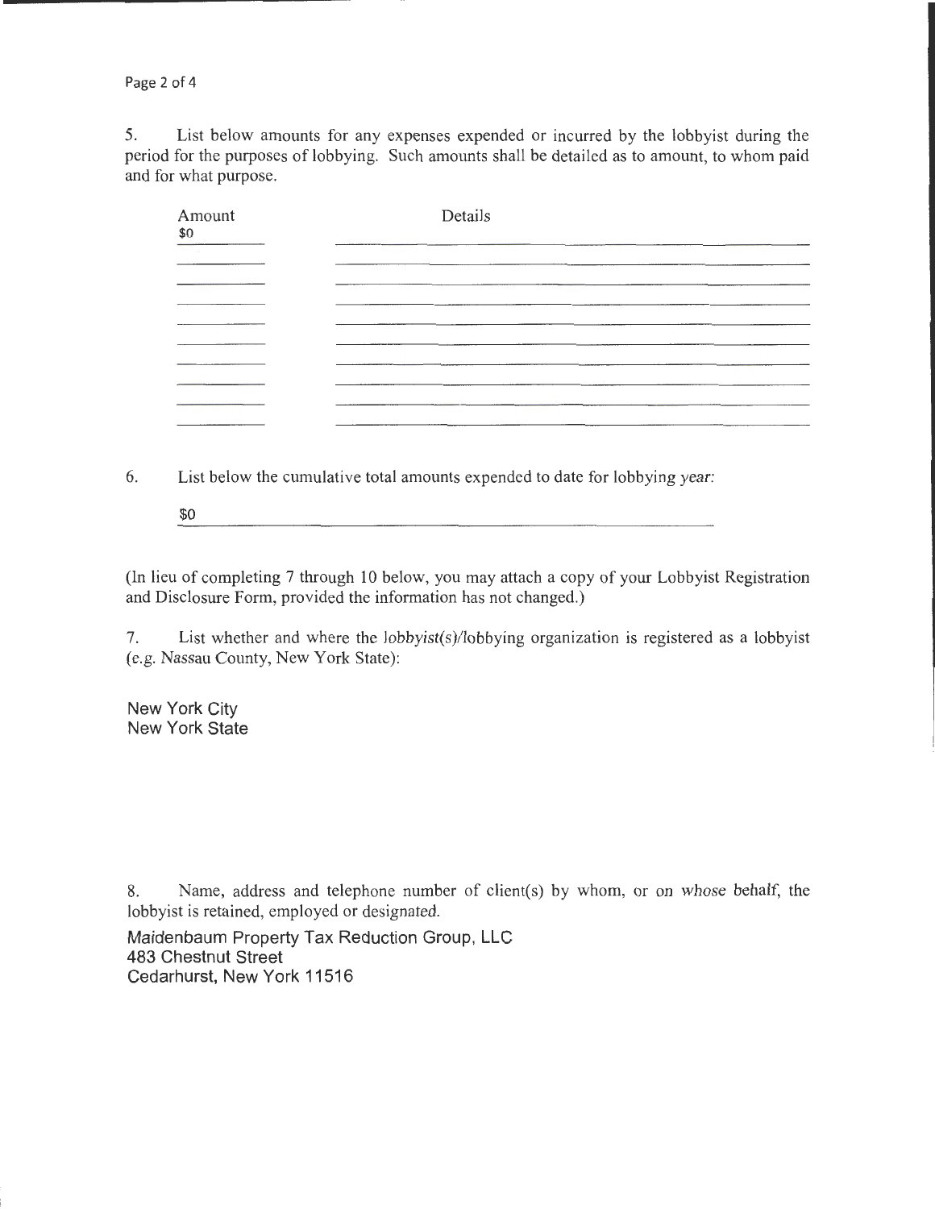5. List below amounts for any expenses expended or incurred by the lobbyist during the period for the purposes of lobbying. Such amounts shall be detailed as to amount, to whom paid and for what purpose.

| Amount | Details |
|---|---|
| $0 | |
| | |
| | |
| | |
| | |
| | |
| | |
| | |
| | |
| | |

6. List below the cumulative total amounts expended to date for lobbying year:

$0

(In lieu of completing 7 through 10 below, you may attach a copy of your Lobbyist Registration and Disclosure Form, provided the information has not changed.)

7. List whether and where the lobbyist(s)/lobbying organization is registered as a lobbyist (e.g. Nassau County, New York State):

New York City
New York State

8. Name, address and telephone number of client(s) by whom, or on whose behalf, the lobbyist is retained, employed or designated.

Maidenbaum Property Tax Reduction Group, LLC
483 Chestnut Street
Cedarhurst, New York 11516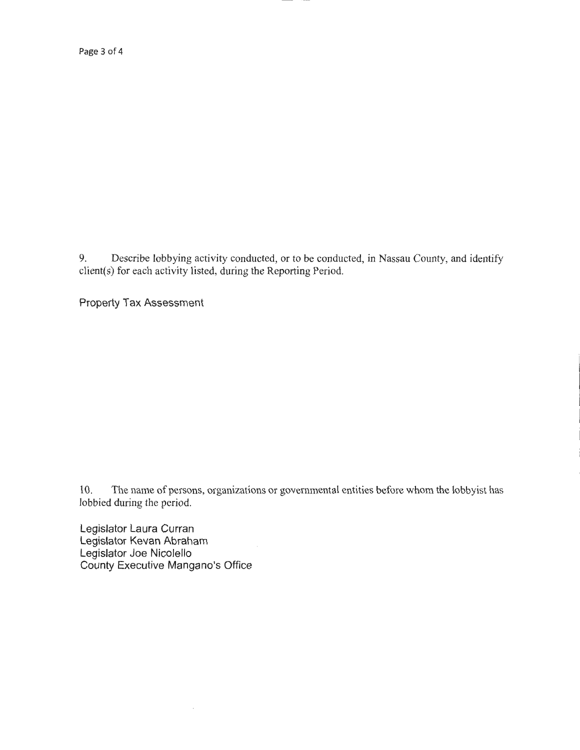9. Describe lobbying activity conducted, or to be conducted, in Nassau County, and identify client(s) for each activity listed, during the Reporting Period.

Property Tax Assessment

10. The name of persons, organizations or governmental entities before whom the lobbyist has lobbied during the period.

Legislator Laura Curran
Legislator Kevan Abraham
Legislator Joe Nicolello
County Executive Mangano's Office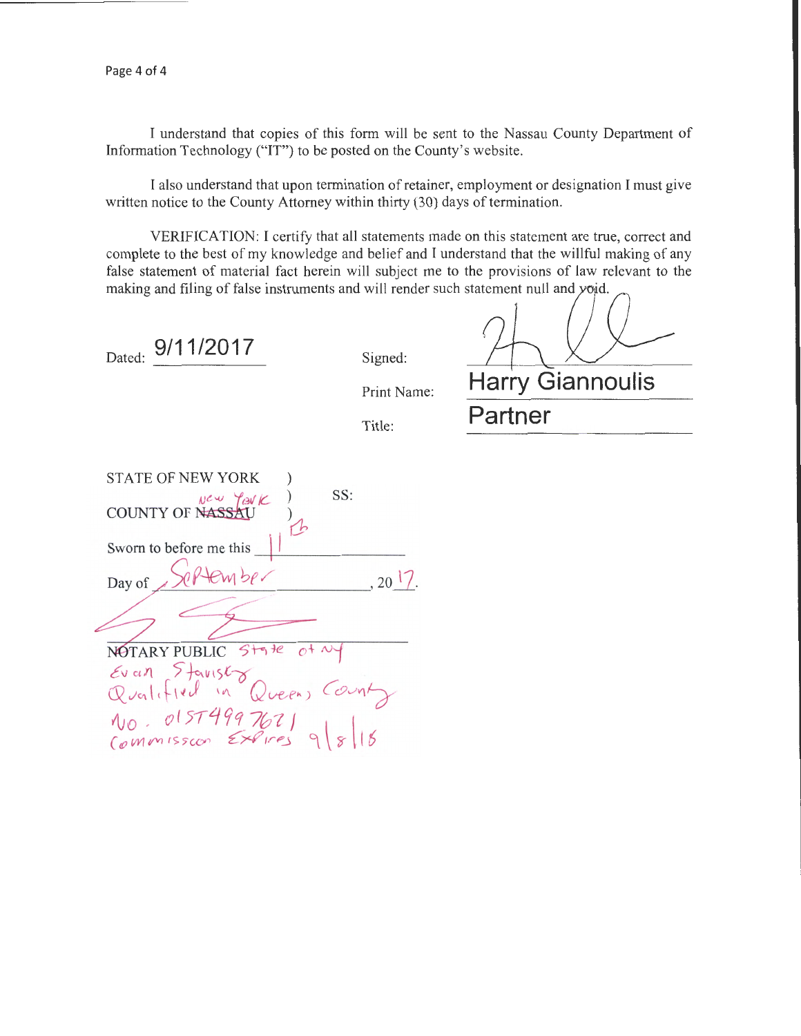I understand that copies of this form will be sent to the Nassau County Department of Information Technology ("IT") to be posted on the County's website.

I also understand that upon termination of retainer, employment or designation I must give written notice to the County Attorney within thirty (30) days of termination.

VERIFICATION: I certify that all statements made on this statement are true, correct and complete to the best of my knowledge and belief and I understand that the willful making of any false statement of material fact herein will subject me to the provisions of law relevant to the making and filing of false instruments and will render such statement null and void.

Dated: 9/11/2017

Signed: [signature]

Print Name: Harry Giannoulis

Title: Partner

STATE OF NEW YORK )
) SS:
COUNTY OF ~~NASSAU~~ New York )

Sworn to before me this 11th

Day of September, 2017.

[signature]

NOTARY PUBLIC State of NY
Evan Stavisky
Qualified in Queens County
No. 01ST4997621
Commission Expires 9/8/18